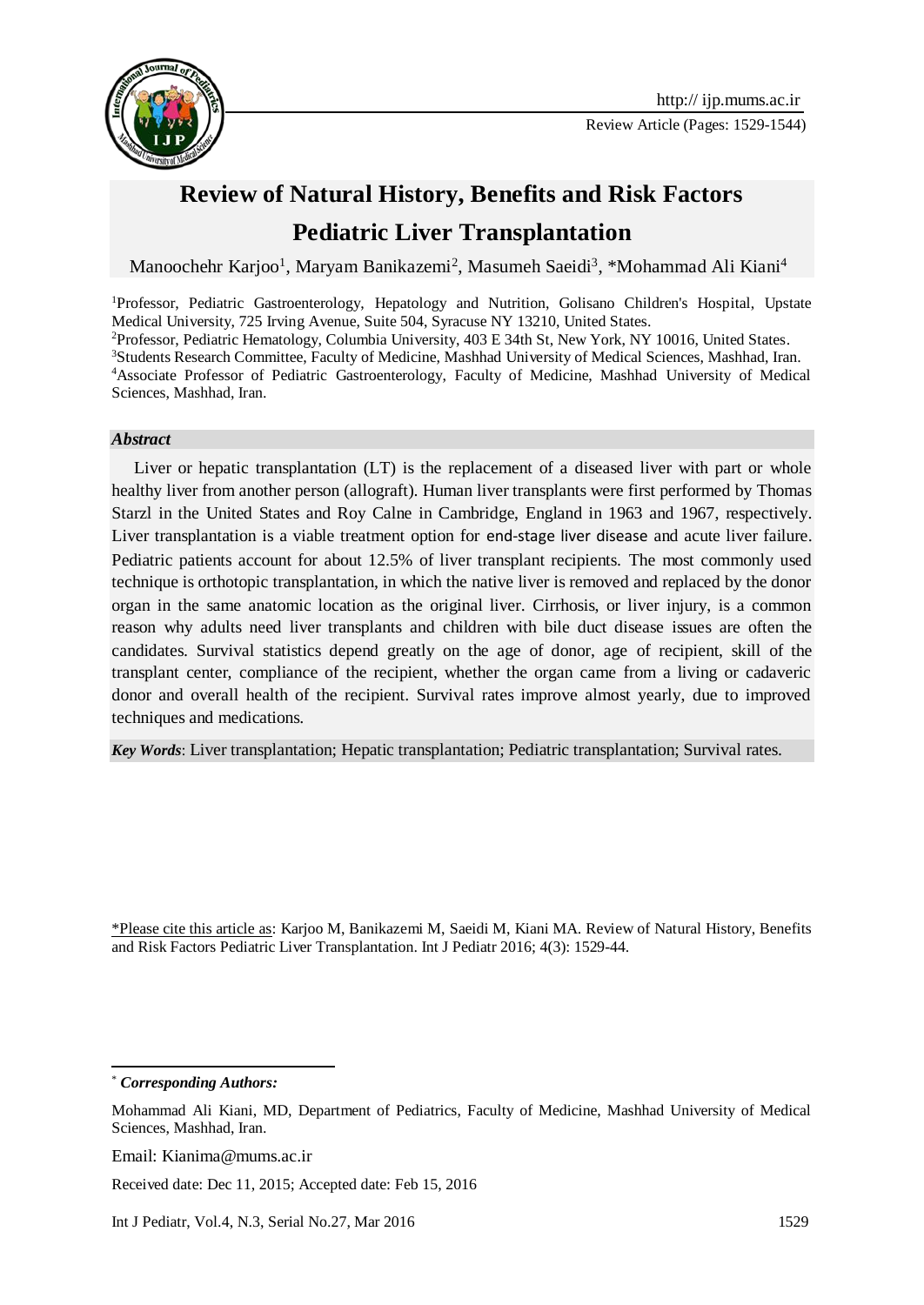# Review of Natural History, Benefits and Risk Factors Pediatric Liver Transplantation

Manoochehr Karjoo[1], Maryam Banikazemi[2], Masumeh Saeidi[3], *Mohammad Ali Kiani[4]

[1]Professor, Pediatric Gastroenterology, Hepatology and Nutrition, Golisano Children's Hospital, Upstate Medical University, 725 Irving Avenue, Suite 504, Syracuse NY 13210, United States.

[2]Professor, Pediatric Hematology, Columbia University, 403 E 34th St, New York, NY 10016, United States.

[3]Students Research Committee, Faculty of Medicine, Mashhad University of Medical Sciences, Mashhad, Iran.

[4]Associate Professor of Pediatric Gastroenterology, Faculty of Medicine, Mashhad University of Medical Sciences, Mashhad, Iran.

### *Abstract*

Liver or hepatic transplantation (LT) is the replacement of a diseased liver with part or whole healthy liver from another person (allograft). Human liver transplants were first performed by Thomas Starzl in the United States and Roy Calne in Cambridge, England in 1963 and 1967, respectively. Liver transplantation is a viable treatment option for end-stage liver disease and acute liver failure. Pediatric patients account for about 12.5% of liver transplant recipients. The most commonly used technique is orthotopic transplantation, in which the native liver is removed and replaced by the donor organ in the same anatomic location as the original liver. Cirrhosis, or liver injury, is a common reason why adults need liver transplants and children with bile duct disease issues are often the candidates. Survival statistics depend greatly on the age of donor, age of recipient, skill of the transplant center, compliance of the recipient, whether the organ came from a living or cadaveric donor and overall health of the recipient. Survival rates improve almost yearly, due to improved techniques and medications.

***Key Words***: Liver transplantation; Hepatic transplantation; Pediatric transplantation; Survival rates.

\*Please cite this article as: Karjoo M, Banikazemi M, Saeidi M, Kiani MA. Review of Natural History, Benefits and Risk Factors Pediatric Liver Transplantation. Int J Pediatr 2016; 4(3): 1529-44.

\* ***Corresponding Authors:***

Mohammad Ali Kiani, MD, Department of Pediatrics, Faculty of Medicine, Mashhad University of Medical Sciences, Mashhad, Iran.

Email: Kianima@mums.ac.ir

Received date: Dec 11, 2015; Accepted date: Feb 15, 2016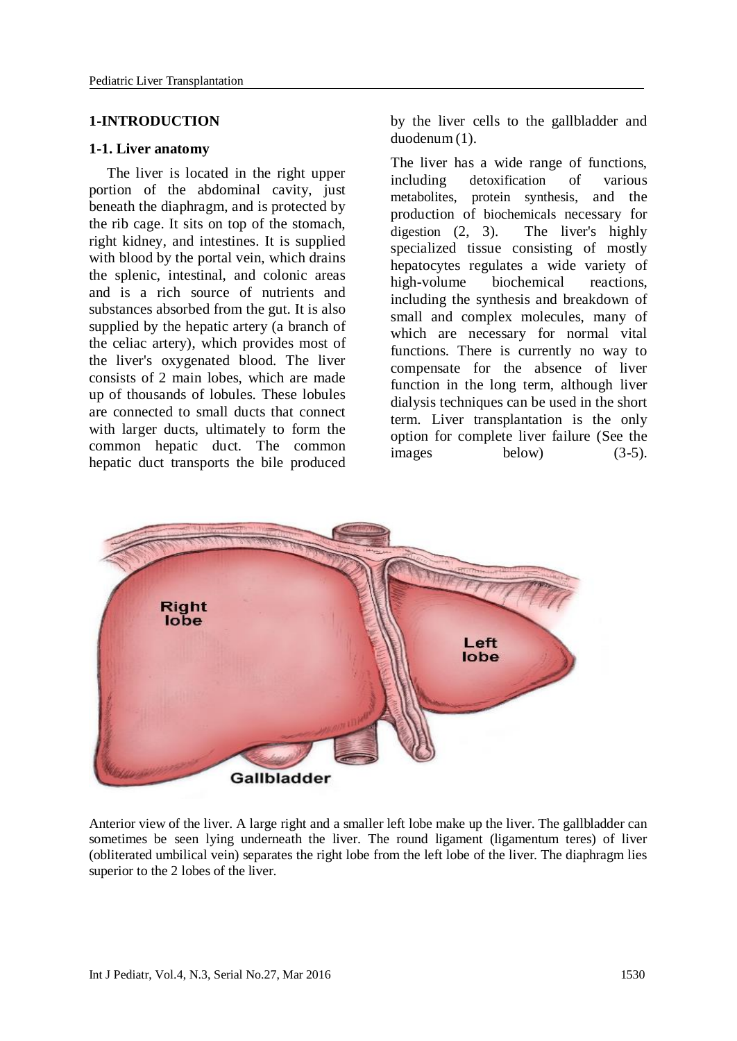## 1-INTRODUCTION

### 1-1. Liver anatomy

The liver is located in the right upper portion of the abdominal cavity, just beneath the diaphragm, and is protected by the rib cage. It sits on top of the stomach, right kidney, and intestines. It is supplied with blood by the portal vein, which drains the splenic, intestinal, and colonic areas and is a rich source of nutrients and substances absorbed from the gut. It is also supplied by the hepatic artery (a branch of the celiac artery), which provides most of the liver's oxygenated blood. The liver consists of 2 main lobes, which are made up of thousands of lobules. These lobules are connected to small ducts that connect with larger ducts, ultimately to form the common hepatic duct. The common hepatic duct transports the bile produced by the liver cells to the gallbladder and duodenum (1).

The liver has a wide range of functions, including detoxification of various metabolites, protein synthesis, and the production of biochemicals necessary for digestion (2, 3). The liver's highly specialized tissue consisting of mostly hepatocytes regulates a wide variety of high-volume biochemical reactions, including the synthesis and breakdown of small and complex molecules, many of which are necessary for normal vital functions. There is currently no way to compensate for the absence of liver function in the long term, although liver dialysis techniques can be used in the short term. Liver transplantation is the only option for complete liver failure (See the images below) (3-5).

Anterior view of the liver. A large right and a smaller left lobe make up the liver. The gallbladder can sometimes be seen lying underneath the liver. The round ligament (ligamentum teres) of liver (obliterated umbilical vein) separates the right lobe from the left lobe of the liver. The diaphragm lies superior to the 2 lobes of the liver.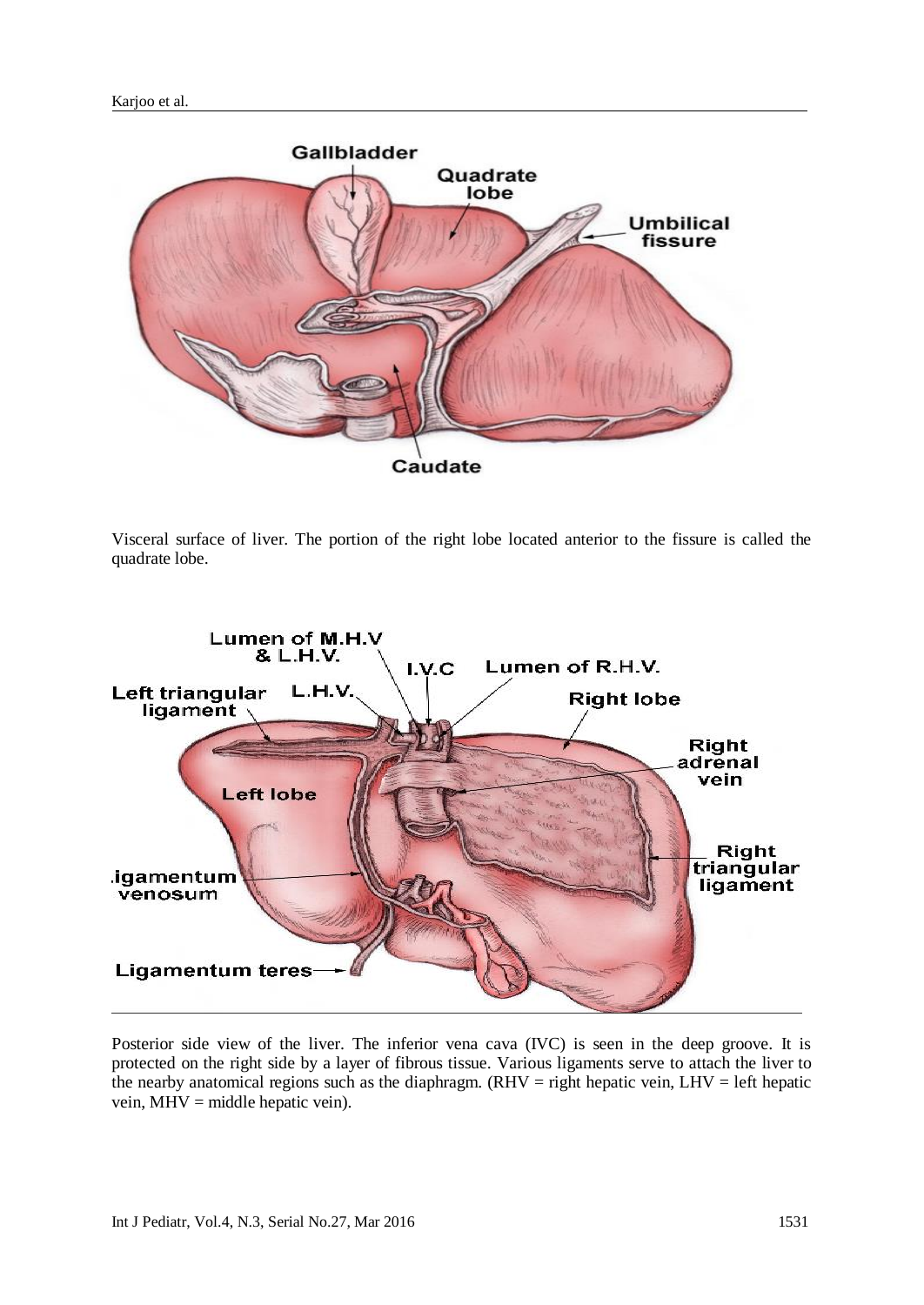Visceral surface of liver. The portion of the right lobe located anterior to the fissure is called the quadrate lobe.

Posterior side view of the liver. The inferior vena cava (IVC) is seen in the deep groove. It is protected on the right side by a layer of fibrous tissue. Various ligaments serve to attach the liver to the nearby anatomical regions such as the diaphragm. (RHV = right hepatic vein, LHV = left hepatic vein, MHV = middle hepatic vein).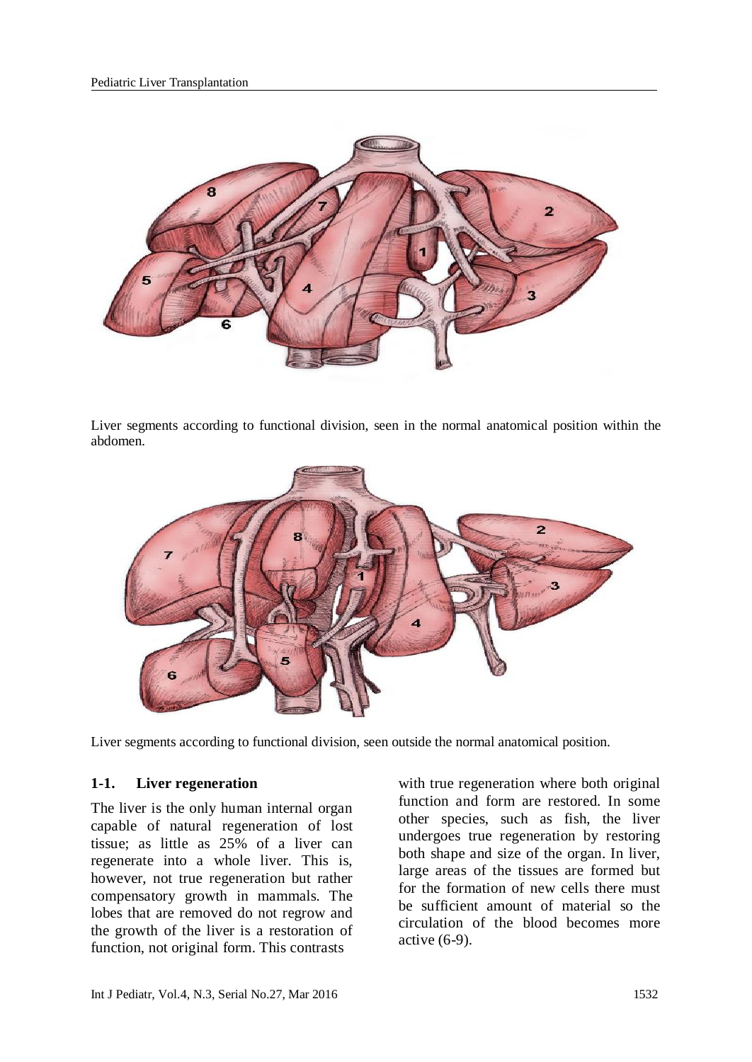Liver segments according to functional division, seen in the normal anatomical position within the abdomen.

Liver segments according to functional division, seen outside the normal anatomical position.

### 1-1. Liver regeneration

The liver is the only human internal organ capable of natural regeneration of lost tissue; as little as 25% of a liver can regenerate into a whole liver. This is, however, not true regeneration but rather compensatory growth in mammals. The lobes that are removed do not regrow and the growth of the liver is a restoration of function, not original form. This contrasts with true regeneration where both original function and form are restored. In some other species, such as fish, the liver undergoes true regeneration by restoring both shape and size of the organ. In liver, large areas of the tissues are formed but for the formation of new cells there must be sufficient amount of material so the circulation of the blood becomes more active (6-9).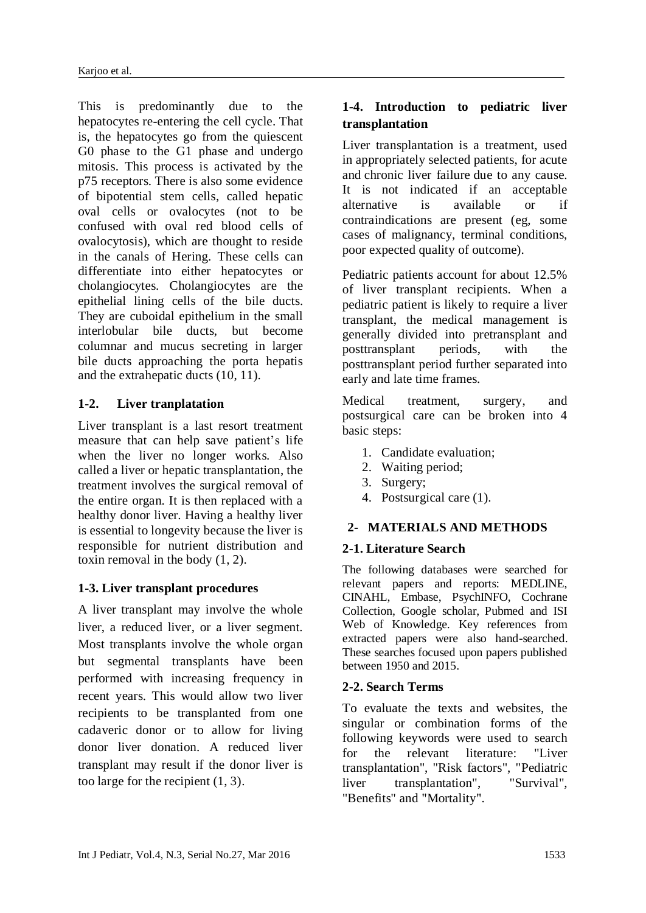This is predominantly due to the hepatocytes re-entering the cell cycle. That is, the hepatocytes go from the quiescent G0 phase to the G1 phase and undergo mitosis. This process is activated by the p75 receptors. There is also some evidence of bipotential stem cells, called hepatic oval cells or ovalocytes (not to be confused with oval red blood cells of ovalocytosis), which are thought to reside in the canals of Hering. These cells can differentiate into either hepatocytes or cholangiocytes. Cholangiocytes are the epithelial lining cells of the bile ducts. They are cuboidal epithelium in the small interlobular bile ducts, but become columnar and mucus secreting in larger bile ducts approaching the porta hepatis and the extrahepatic ducts (10, 11).

### 1-2. Liver tranplatation

Liver transplant is a last resort treatment measure that can help save patient's life when the liver no longer works. Also called a liver or hepatic transplantation, the treatment involves the surgical removal of the entire organ. It is then replaced with a healthy donor liver. Having a healthy liver is essential to longevity because the liver is responsible for nutrient distribution and toxin removal in the body (1, 2).

### 1-3. Liver transplant procedures

A liver transplant may involve the whole liver, a reduced liver, or a liver segment. Most transplants involve the whole organ but segmental transplants have been performed with increasing frequency in recent years. This would allow two liver recipients to be transplanted from one cadaveric donor or to allow for living donor liver donation. A reduced liver transplant may result if the donor liver is too large for the recipient (1, 3).

### 1-4. Introduction to pediatric liver transplantation

Liver transplantation is a treatment, used in appropriately selected patients, for acute and chronic liver failure due to any cause. It is not indicated if an acceptable alternative is available or if contraindications are present (eg, some cases of malignancy, terminal conditions, poor expected quality of outcome).

Pediatric patients account for about 12.5% of liver transplant recipients. When a pediatric patient is likely to require a liver transplant, the medical management is generally divided into pretransplant and posttransplant periods, with the posttransplant period further separated into early and late time frames.

Medical treatment, surgery, and postsurgical care can be broken into 4 basic steps:

1. Candidate evaluation;
2. Waiting period;
3. Surgery;
4. Postsurgical care (1).

## 2- MATERIALS AND METHODS

### 2-1. Literature Search

The following databases were searched for relevant papers and reports: MEDLINE, CINAHL, Embase, PsychINFO, Cochrane Collection, Google scholar, Pubmed and ISI Web of Knowledge. Key references from extracted papers were also hand-searched. These searches focused upon papers published between 1950 and 2015.

### 2-2. Search Terms

To evaluate the texts and websites, the singular or combination forms of the following keywords were used to search for the relevant literature: "Liver transplantation", "Risk factors", "Pediatric liver transplantation", "Survival", "Benefits" and "Mortality".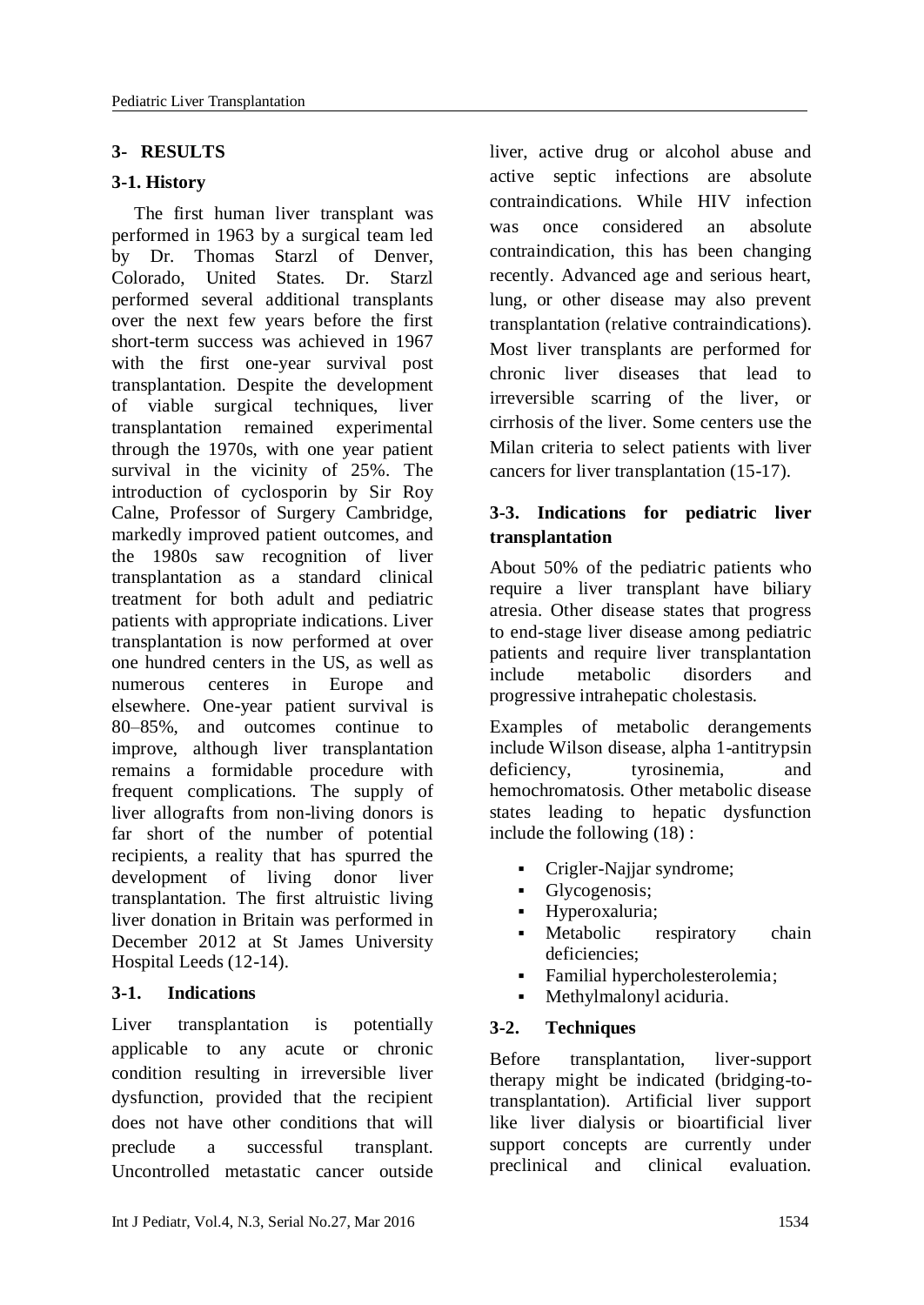## 3- RESULTS

### 3-1. History

The first human liver transplant was performed in 1963 by a surgical team led by Dr. Thomas Starzl of Denver, Colorado, United States. Dr. Starzl performed several additional transplants over the next few years before the first short-term success was achieved in 1967 with the first one-year survival post transplantation. Despite the development of viable surgical techniques, liver transplantation remained experimental through the 1970s, with one year patient survival in the vicinity of 25%. The introduction of cyclosporin by Sir Roy Calne, Professor of Surgery Cambridge, markedly improved patient outcomes, and the 1980s saw recognition of liver transplantation as a standard clinical treatment for both adult and pediatric patients with appropriate indications. Liver transplantation is now performed at over one hundred centers in the US, as well as numerous centeres in Europe and elsewhere. One-year patient survival is 80–85%, and outcomes continue to improve, although liver transplantation remains a formidable procedure with frequent complications. The supply of liver allografts from non-living donors is far short of the number of potential recipients, a reality that has spurred the development of living donor liver transplantation. The first altruistic living liver donation in Britain was performed in December 2012 at St James University Hospital Leeds (12-14).

### 3-1. Indications

Liver transplantation is potentially applicable to any acute or chronic condition resulting in irreversible liver dysfunction, provided that the recipient does not have other conditions that will preclude a successful transplant. Uncontrolled metastatic cancer outside liver, active drug or alcohol abuse and active septic infections are absolute contraindications. While HIV infection was once considered an absolute contraindication, this has been changing recently. Advanced age and serious heart, lung, or other disease may also prevent transplantation (relative contraindications). Most liver transplants are performed for chronic liver diseases that lead to irreversible scarring of the liver, or cirrhosis of the liver. Some centers use the Milan criteria to select patients with liver cancers for liver transplantation (15-17).

### 3-3. Indications for pediatric liver transplantation

About 50% of the pediatric patients who require a liver transplant have biliary atresia. Other disease states that progress to end-stage liver disease among pediatric patients and require liver transplantation include metabolic disorders and progressive intrahepatic cholestasis.

Examples of metabolic derangements include Wilson disease, alpha 1-antitrypsin deficiency, tyrosinemia, and hemochromatosis. Other metabolic disease states leading to hepatic dysfunction include the following (18) :

- Crigler-Najjar syndrome;
- Glycogenosis;
- Hyperoxaluria;
- Metabolic respiratory chain deficiencies;
- Familial hypercholesterolemia;
- Methylmalonyl aciduria.

### 3-2. Techniques

Before transplantation, liver-support therapy might be indicated (bridging-to-transplantation). Artificial liver support like liver dialysis or bioartificial liver support concepts are currently under preclinical and clinical evaluation.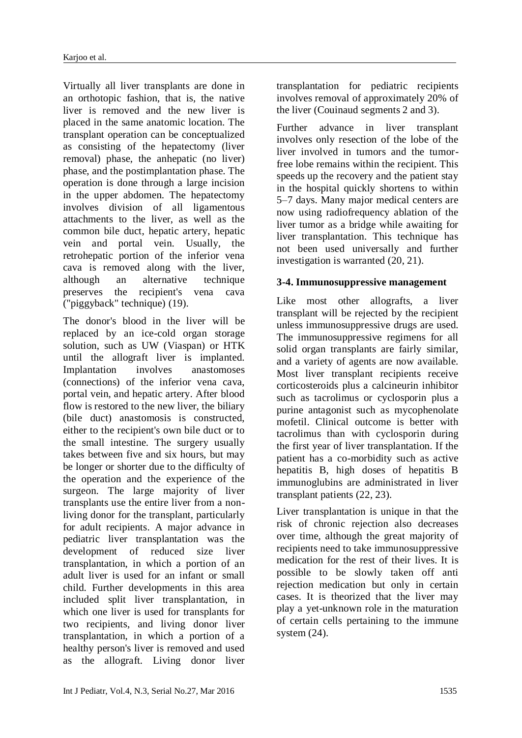Virtually all liver transplants are done in an orthotopic fashion, that is, the native liver is removed and the new liver is placed in the same anatomic location. The transplant operation can be conceptualized as consisting of the hepatectomy (liver removal) phase, the anhepatic (no liver) phase, and the postimplantation phase. The operation is done through a large incision in the upper abdomen. The hepatectomy involves division of all ligamentous attachments to the liver, as well as the common bile duct, hepatic artery, hepatic vein and portal vein. Usually, the retrohepatic portion of the inferior vena cava is removed along with the liver, although an alternative technique preserves the recipient's vena cava ("piggyback" technique) (19).

The donor's blood in the liver will be replaced by an ice-cold organ storage solution, such as UW (Viaspan) or HTK until the allograft liver is implanted. Implantation involves anastomoses (connections) of the inferior vena cava, portal vein, and hepatic artery. After blood flow is restored to the new liver, the biliary (bile duct) anastomosis is constructed, either to the recipient's own bile duct or to the small intestine. The surgery usually takes between five and six hours, but may be longer or shorter due to the difficulty of the operation and the experience of the surgeon. The large majority of liver transplants use the entire liver from a non-living donor for the transplant, particularly for adult recipients. A major advance in pediatric liver transplantation was the development of reduced size liver transplantation, in which a portion of an adult liver is used for an infant or small child. Further developments in this area included split liver transplantation, in which one liver is used for transplants for two recipients, and living donor liver transplantation, in which a portion of a healthy person's liver is removed and used as the allograft. Living donor liver transplantation for pediatric recipients involves removal of approximately 20% of the liver (Couinaud segments 2 and 3).

Further advance in liver transplant involves only resection of the lobe of the liver involved in tumors and the tumor-free lobe remains within the recipient. This speeds up the recovery and the patient stay in the hospital quickly shortens to within 5–7 days. Many major medical centers are now using radiofrequency ablation of the liver tumor as a bridge while awaiting for liver transplantation. This technique has not been used universally and further investigation is warranted (20, 21).

### 3-4. Immunosuppressive management

Like most other allografts, a liver transplant will be rejected by the recipient unless immunosuppressive drugs are used. The immunosuppressive regimens for all solid organ transplants are fairly similar, and a variety of agents are now available. Most liver transplant recipients receive corticosteroids plus a calcineurin inhibitor such as tacrolimus or cyclosporin plus a purine antagonist such as mycophenolate mofetil. Clinical outcome is better with tacrolimus than with cyclosporin during the first year of liver transplantation. If the patient has a co-morbidity such as active hepatitis B, high doses of hepatitis B immunoglubins are administrated in liver transplant patients (22, 23).

Liver transplantation is unique in that the risk of chronic rejection also decreases over time, although the great majority of recipients need to take immunosuppressive medication for the rest of their lives. It is possible to be slowly taken off anti rejection medication but only in certain cases. It is theorized that the liver may play a yet-unknown role in the maturation of certain cells pertaining to the immune system (24).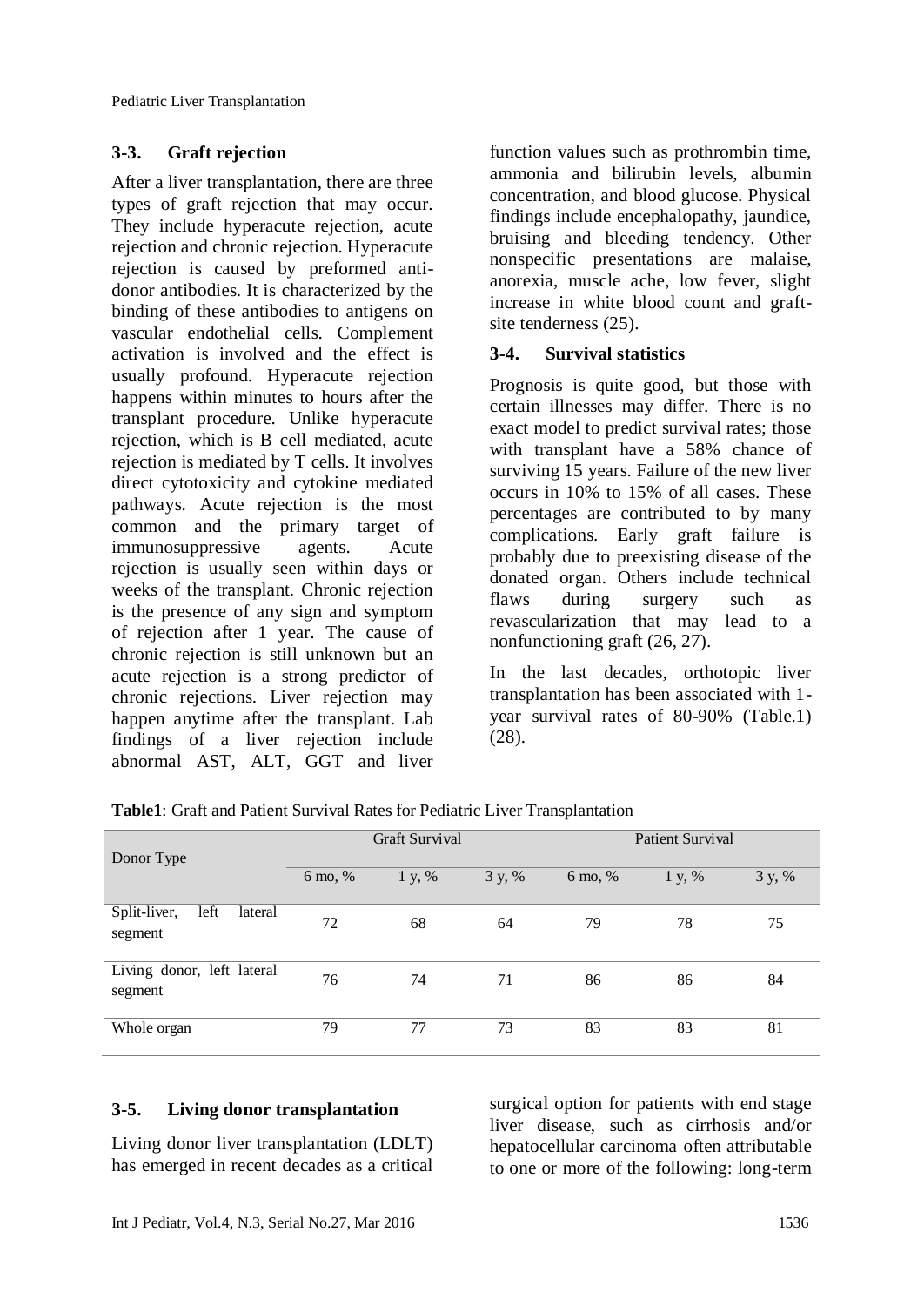### 3-3. Graft rejection

After a liver transplantation, there are three types of graft rejection that may occur. They include hyperacute rejection, acute rejection and chronic rejection. Hyperacute rejection is caused by preformed anti-donor antibodies. It is characterized by the binding of these antibodies to antigens on vascular endothelial cells. Complement activation is involved and the effect is usually profound. Hyperacute rejection happens within minutes to hours after the transplant procedure. Unlike hyperacute rejection, which is B cell mediated, acute rejection is mediated by T cells. It involves direct cytotoxicity and cytokine mediated pathways. Acute rejection is the most common and the primary target of immunosuppressive agents. Acute rejection is usually seen within days or weeks of the transplant. Chronic rejection is the presence of any sign and symptom of rejection after 1 year. The cause of chronic rejection is still unknown but an acute rejection is a strong predictor of chronic rejections. Liver rejection may happen anytime after the transplant. Lab findings of a liver rejection include abnormal AST, ALT, GGT and liver function values such as prothrombin time, ammonia and bilirubin levels, albumin concentration, and blood glucose. Physical findings include encephalopathy, jaundice, bruising and bleeding tendency. Other nonspecific presentations are malaise, anorexia, muscle ache, low fever, slight increase in white blood count and graft-site tenderness (25).

### 3-4. Survival statistics

Prognosis is quite good, but those with certain illnesses may differ. There is no exact model to predict survival rates; those with transplant have a 58% chance of surviving 15 years. Failure of the new liver occurs in 10% to 15% of all cases. These percentages are contributed to by many complications. Early graft failure is probably due to preexisting disease of the donated organ. Others include technical flaws during surgery such as revascularization that may lead to a nonfunctioning graft (26, 27).

In the last decades, orthotopic liver transplantation has been associated with 1-year survival rates of 80-90% (Table.1) (28).

**Table1**: Graft and Patient Survival Rates for Pediatric Liver Transplantation

| Donor Type | Graft Survival | | | Patient Survival | | |
|---|---|---|---|---|---|---|
| | 6 mo, % | 1 y, % | 3 y, % | 6 mo, % | 1 y, % | 3 y, % |
| Split-liver, left lateral segment | 72 | 68 | 64 | 79 | 78 | 75 |
| Living donor, left lateral segment | 76 | 74 | 71 | 86 | 86 | 84 |
| Whole organ | 79 | 77 | 73 | 83 | 83 | 81 |

### 3-5. Living donor transplantation

Living donor liver transplantation (LDLT) has emerged in recent decades as a critical surgical option for patients with end stage liver disease, such as cirrhosis and/or hepatocellular carcinoma often attributable to one or more of the following: long-term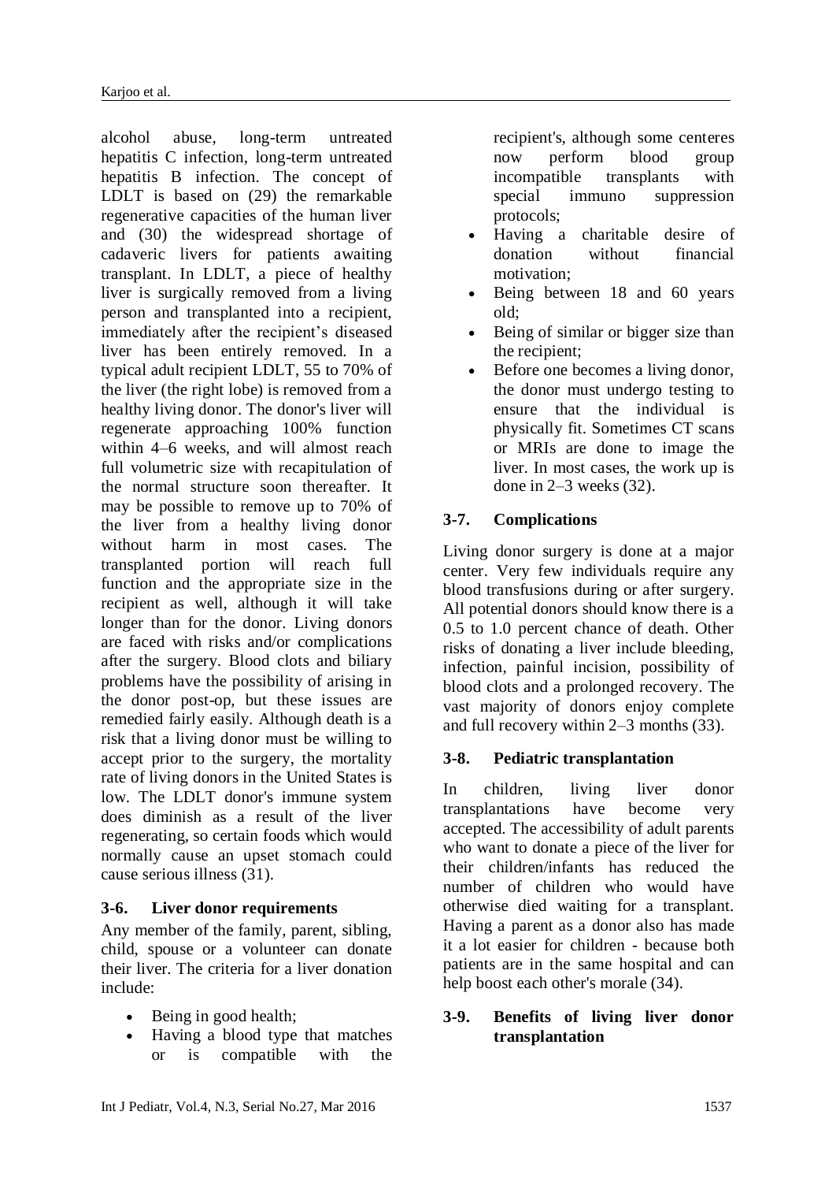alcohol abuse, long-term untreated hepatitis C infection, long-term untreated hepatitis B infection. The concept of LDLT is based on (29) the remarkable regenerative capacities of the human liver and (30) the widespread shortage of cadaveric livers for patients awaiting transplant. In LDLT, a piece of healthy liver is surgically removed from a living person and transplanted into a recipient, immediately after the recipient's diseased liver has been entirely removed. In a typical adult recipient LDLT, 55 to 70% of the liver (the right lobe) is removed from a healthy living donor. The donor's liver will regenerate approaching 100% function within 4–6 weeks, and will almost reach full volumetric size with recapitulation of the normal structure soon thereafter. It may be possible to remove up to 70% of the liver from a healthy living donor without harm in most cases. The transplanted portion will reach full function and the appropriate size in the recipient as well, although it will take longer than for the donor. Living donors are faced with risks and/or complications after the surgery. Blood clots and biliary problems have the possibility of arising in the donor post-op, but these issues are remedied fairly easily. Although death is a risk that a living donor must be willing to accept prior to the surgery, the mortality rate of living donors in the United States is low. The LDLT donor's immune system does diminish as a result of the liver regenerating, so certain foods which would normally cause an upset stomach could cause serious illness (31).

### 3-6. Liver donor requirements

Any member of the family, parent, sibling, child, spouse or a volunteer can donate their liver. The criteria for a liver donation include:

- Being in good health;
- Having a blood type that matches or is compatible with the recipient's, although some centeres now perform blood group incompatible transplants with special immuno suppression protocols;
- Having a charitable desire of donation without financial motivation;
- Being between 18 and 60 years old;
- Being of similar or bigger size than the recipient;
- Before one becomes a living donor, the donor must undergo testing to ensure that the individual is physically fit. Sometimes CT scans or MRIs are done to image the liver. In most cases, the work up is done in 2–3 weeks (32).

### 3-7. Complications

Living donor surgery is done at a major center. Very few individuals require any blood transfusions during or after surgery. All potential donors should know there is a 0.5 to 1.0 percent chance of death. Other risks of donating a liver include bleeding, infection, painful incision, possibility of blood clots and a prolonged recovery. The vast majority of donors enjoy complete and full recovery within 2–3 months (33).

### 3-8. Pediatric transplantation

In children, living liver donor transplantations have become very accepted. The accessibility of adult parents who want to donate a piece of the liver for their children/infants has reduced the number of children who would have otherwise died waiting for a transplant. Having a parent as a donor also has made it a lot easier for children - because both patients are in the same hospital and can help boost each other's morale (34).

### 3-9. Benefits of living liver donor transplantation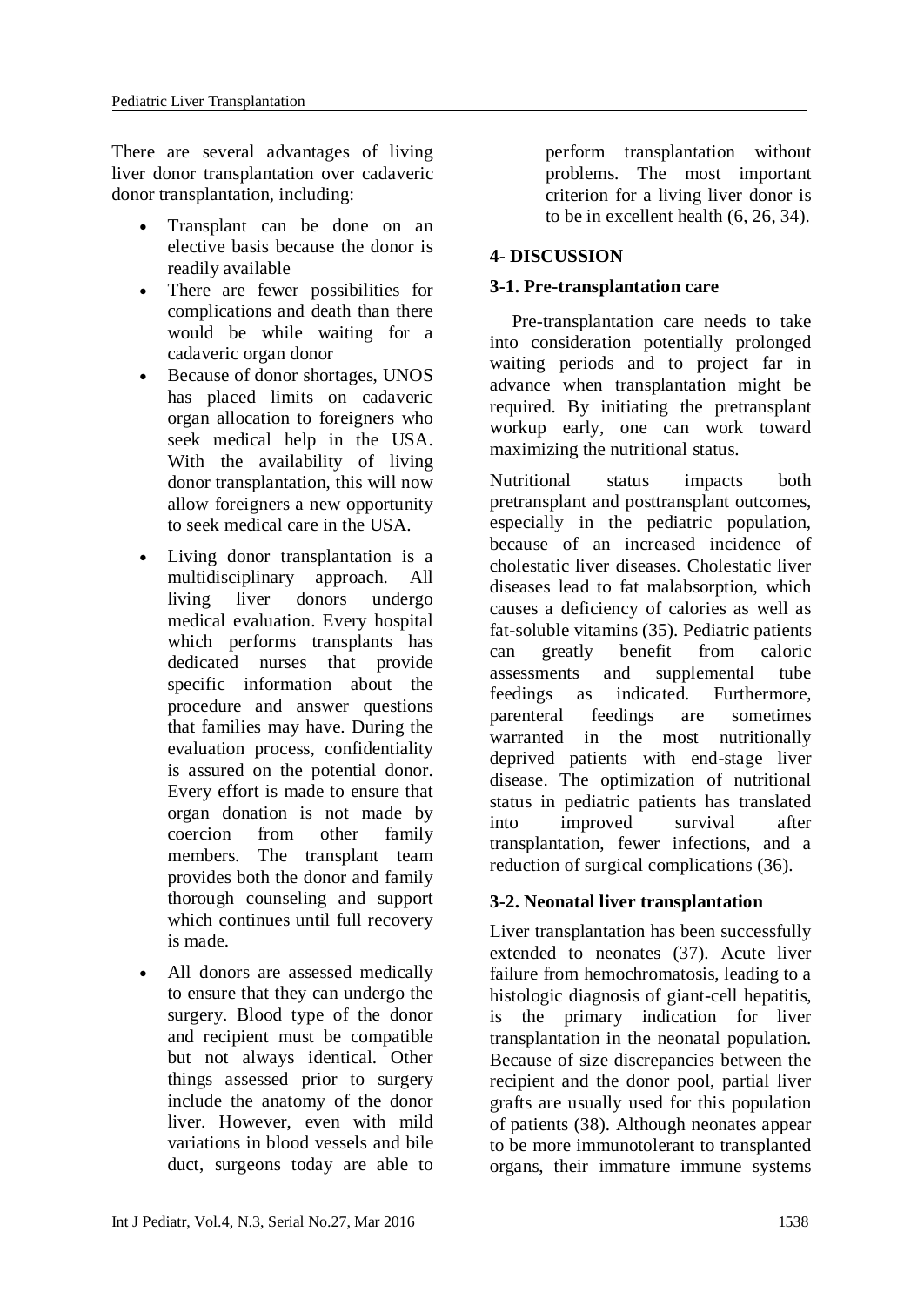There are several advantages of living liver donor transplantation over cadaveric donor transplantation, including:

- Transplant can be done on an elective basis because the donor is readily available
- There are fewer possibilities for complications and death than there would be while waiting for a cadaveric organ donor
- Because of donor shortages, UNOS has placed limits on cadaveric organ allocation to foreigners who seek medical help in the USA. With the availability of living donor transplantation, this will now allow foreigners a new opportunity to seek medical care in the USA.
- Living donor transplantation is a multidisciplinary approach. All living liver donors undergo medical evaluation. Every hospital which performs transplants has dedicated nurses that provide specific information about the procedure and answer questions that families may have. During the evaluation process, confidentiality is assured on the potential donor. Every effort is made to ensure that organ donation is not made by coercion from other family members. The transplant team provides both the donor and family thorough counseling and support which continues until full recovery is made.
- All donors are assessed medically to ensure that they can undergo the surgery. Blood type of the donor and recipient must be compatible but not always identical. Other things assessed prior to surgery include the anatomy of the donor liver. However, even with mild variations in blood vessels and bile duct, surgeons today are able to perform transplantation without problems. The most important criterion for a living liver donor is to be in excellent health (6, 26, 34).

## 4- DISCUSSION

### 3-1. Pre-transplantation care

Pre-transplantation care needs to take into consideration potentially prolonged waiting periods and to project far in advance when transplantation might be required. By initiating the pretransplant workup early, one can work toward maximizing the nutritional status.

Nutritional status impacts both pretransplant and posttransplant outcomes, especially in the pediatric population, because of an increased incidence of cholestatic liver diseases. Cholestatic liver diseases lead to fat malabsorption, which causes a deficiency of calories as well as fat-soluble vitamins (35). Pediatric patients can greatly benefit from caloric assessments and supplemental tube feedings as indicated. Furthermore, parenteral feedings are sometimes warranted in the most nutritionally deprived patients with end-stage liver disease. The optimization of nutritional status in pediatric patients has translated into improved survival after transplantation, fewer infections, and a reduction of surgical complications (36).

### 3-2. Neonatal liver transplantation

Liver transplantation has been successfully extended to neonates (37). Acute liver failure from hemochromatosis, leading to a histologic diagnosis of giant-cell hepatitis, is the primary indication for liver transplantation in the neonatal population. Because of size discrepancies between the recipient and the donor pool, partial liver grafts are usually used for this population of patients (38). Although neonates appear to be more immunotolerant to transplanted organs, their immature immune systems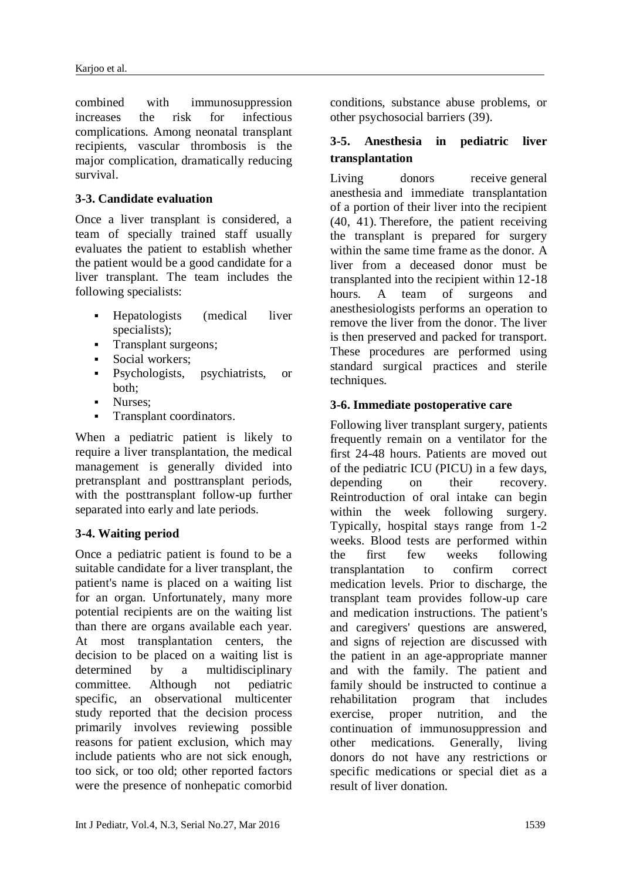combined with immunosuppression increases the risk for infectious complications. Among neonatal transplant recipients, vascular thrombosis is the major complication, dramatically reducing survival.

### 3-3. Candidate evaluation

Once a liver transplant is considered, a team of specially trained staff usually evaluates the patient to establish whether the patient would be a good candidate for a liver transplant. The team includes the following specialists:

- Hepatologists (medical liver specialists);
- Transplant surgeons;
- Social workers;
- Psychologists, psychiatrists, or both;
- Nurses;
- Transplant coordinators.

When a pediatric patient is likely to require a liver transplantation, the medical management is generally divided into pretransplant and posttransplant periods, with the posttransplant follow-up further separated into early and late periods.

### 3-4. Waiting period

Once a pediatric patient is found to be a suitable candidate for a liver transplant, the patient's name is placed on a waiting list for an organ. Unfortunately, many more potential recipients are on the waiting list than there are organs available each year. At most transplantation centers, the decision to be placed on a waiting list is determined by a multidisciplinary committee. Although not pediatric specific, an observational multicenter study reported that the decision process primarily involves reviewing possible reasons for patient exclusion, which may include patients who are not sick enough, too sick, or too old; other reported factors were the presence of nonhepatic comorbid conditions, substance abuse problems, or other psychosocial barriers (39).

### 3-5. Anesthesia in pediatric liver transplantation

Living donors receive general anesthesia and immediate transplantation of a portion of their liver into the recipient (40, 41). Therefore, the patient receiving the transplant is prepared for surgery within the same time frame as the donor. A liver from a deceased donor must be transplanted into the recipient within 12-18 hours. A team of surgeons and anesthesiologists performs an operation to remove the liver from the donor. The liver is then preserved and packed for transport. These procedures are performed using standard surgical practices and sterile techniques.

### 3-6. Immediate postoperative care

Following liver transplant surgery, patients frequently remain on a ventilator for the first 24-48 hours. Patients are moved out of the pediatric ICU (PICU) in a few days, depending on their recovery. Reintroduction of oral intake can begin within the week following surgery. Typically, hospital stays range from 1-2 weeks. Blood tests are performed within the first few weeks following transplantation to confirm correct medication levels. Prior to discharge, the transplant team provides follow-up care and medication instructions. The patient's and caregivers' questions are answered, and signs of rejection are discussed with the patient in an age-appropriate manner and with the family. The patient and family should be instructed to continue a rehabilitation program that includes exercise, proper nutrition, and the continuation of immunosuppression and other medications. Generally, living donors do not have any restrictions or specific medications or special diet as a result of liver donation.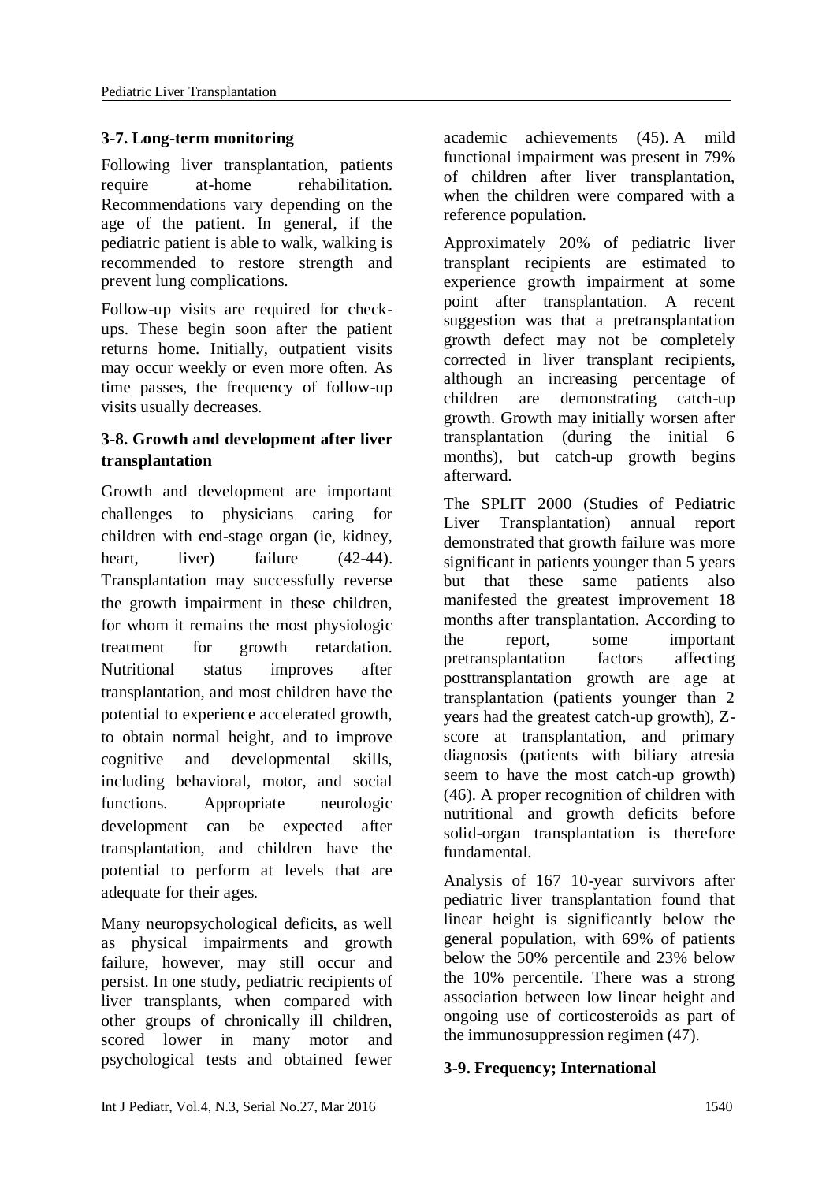### 3-7. Long-term monitoring

Following liver transplantation, patients require at-home rehabilitation. Recommendations vary depending on the age of the patient. In general, if the pediatric patient is able to walk, walking is recommended to restore strength and prevent lung complications.

Follow-up visits are required for check-ups. These begin soon after the patient returns home. Initially, outpatient visits may occur weekly or even more often. As time passes, the frequency of follow-up visits usually decreases.

### 3-8. Growth and development after liver transplantation

Growth and development are important challenges to physicians caring for children with end-stage organ (ie, kidney, heart, liver) failure (42-44). Transplantation may successfully reverse the growth impairment in these children, for whom it remains the most physiologic treatment for growth retardation. Nutritional status improves after transplantation, and most children have the potential to experience accelerated growth, to obtain normal height, and to improve cognitive and developmental skills, including behavioral, motor, and social functions. Appropriate neurologic development can be expected after transplantation, and children have the potential to perform at levels that are adequate for their ages.

Many neuropsychological deficits, as well as physical impairments and growth failure, however, may still occur and persist. In one study, pediatric recipients of liver transplants, when compared with other groups of chronically ill children, scored lower in many motor and psychological tests and obtained fewer academic achievements (45). A mild functional impairment was present in 79% of children after liver transplantation, when the children were compared with a reference population.

Approximately 20% of pediatric liver transplant recipients are estimated to experience growth impairment at some point after transplantation. A recent suggestion was that a pretransplantation growth defect may not be completely corrected in liver transplant recipients, although an increasing percentage of children are demonstrating catch-up growth. Growth may initially worsen after transplantation (during the initial 6 months), but catch-up growth begins afterward.

The SPLIT 2000 (Studies of Pediatric Liver Transplantation) annual report demonstrated that growth failure was more significant in patients younger than 5 years but that these same patients also manifested the greatest improvement 18 months after transplantation. According to the report, some important pretransplantation factors affecting posttransplantation growth are age at transplantation (patients younger than 2 years had the greatest catch-up growth), Z-score at transplantation, and primary diagnosis (patients with biliary atresia seem to have the most catch-up growth) (46). A proper recognition of children with nutritional and growth deficits before solid-organ transplantation is therefore fundamental.

Analysis of 167 10-year survivors after pediatric liver transplantation found that linear height is significantly below the general population, with 69% of patients below the 50% percentile and 23% below the 10% percentile. There was a strong association between low linear height and ongoing use of corticosteroids as part of the immunosuppression regimen (47).

### 3-9. Frequency; International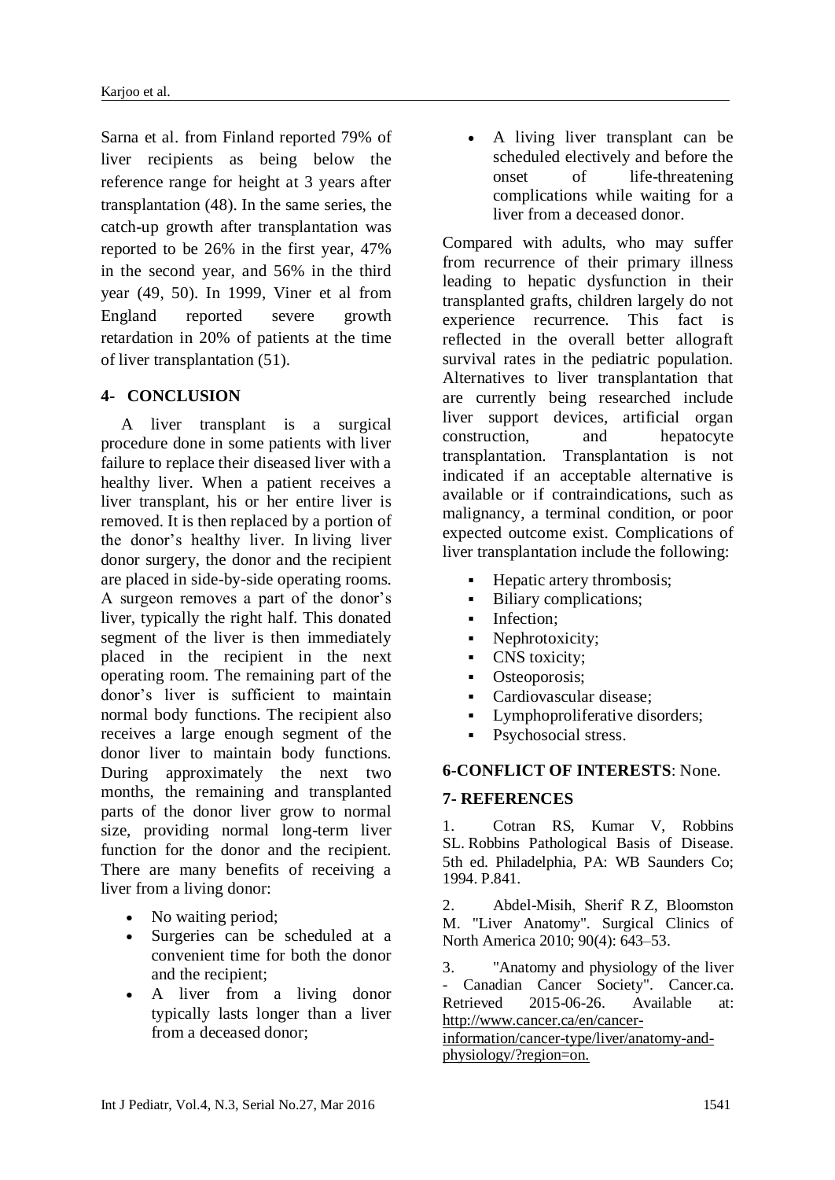Sarna et al. from Finland reported 79% of liver recipients as being below the reference range for height at 3 years after transplantation (48). In the same series, the catch-up growth after transplantation was reported to be 26% in the first year, 47% in the second year, and 56% in the third year (49, 50). In 1999, Viner et al from England reported severe growth retardation in 20% of patients at the time of liver transplantation (51).

## 4- CONCLUSION

A liver transplant is a surgical procedure done in some patients with liver failure to replace their diseased liver with a healthy liver. When a patient receives a liver transplant, his or her entire liver is removed. It is then replaced by a portion of the donor's healthy liver. In living liver donor surgery, the donor and the recipient are placed in side-by-side operating rooms. A surgeon removes a part of the donor's liver, typically the right half. This donated segment of the liver is then immediately placed in the recipient in the next operating room. The remaining part of the donor's liver is sufficient to maintain normal body functions. The recipient also receives a large enough segment of the donor liver to maintain body functions. During approximately the next two months, the remaining and transplanted parts of the donor liver grow to normal size, providing normal long-term liver function for the donor and the recipient. There are many benefits of receiving a liver from a living donor:

- No waiting period;
- Surgeries can be scheduled at a convenient time for both the donor and the recipient;
- A liver from a living donor typically lasts longer than a liver from a deceased donor;
- A living liver transplant can be scheduled electively and before the onset of life-threatening complications while waiting for a liver from a deceased donor.

Compared with adults, who may suffer from recurrence of their primary illness leading to hepatic dysfunction in their transplanted grafts, children largely do not experience recurrence. This fact is reflected in the overall better allograft survival rates in the pediatric population. Alternatives to liver transplantation that are currently being researched include liver support devices, artificial organ construction, and hepatocyte transplantation. Transplantation is not indicated if an acceptable alternative is available or if contraindications, such as malignancy, a terminal condition, or poor expected outcome exist. Complications of liver transplantation include the following:

- Hepatic artery thrombosis;
- Biliary complications;
- Infection;
- Nephrotoxicity;
- CNS toxicity;
- Osteoporosis;
- Cardiovascular disease;
- Lymphoproliferative disorders;
- Psychosocial stress.

## 6-CONFLICT OF INTERESTS: None.

## 7- REFERENCES

1. Cotran RS, Kumar V, Robbins SL. Robbins Pathological Basis of Disease. 5th ed. Philadelphia, PA: WB Saunders Co; 1994. P.841.

2. Abdel-Misih, Sherif R Z, Bloomston M. "Liver Anatomy". Surgical Clinics of North America 2010; 90(4): 643–53.

3. "Anatomy and physiology of the liver - Canadian Cancer Society". Cancer.ca. Retrieved 2015-06-26. Available at: http://www.cancer.ca/en/cancer-information/cancer-type/liver/anatomy-and-physiology/?region=on.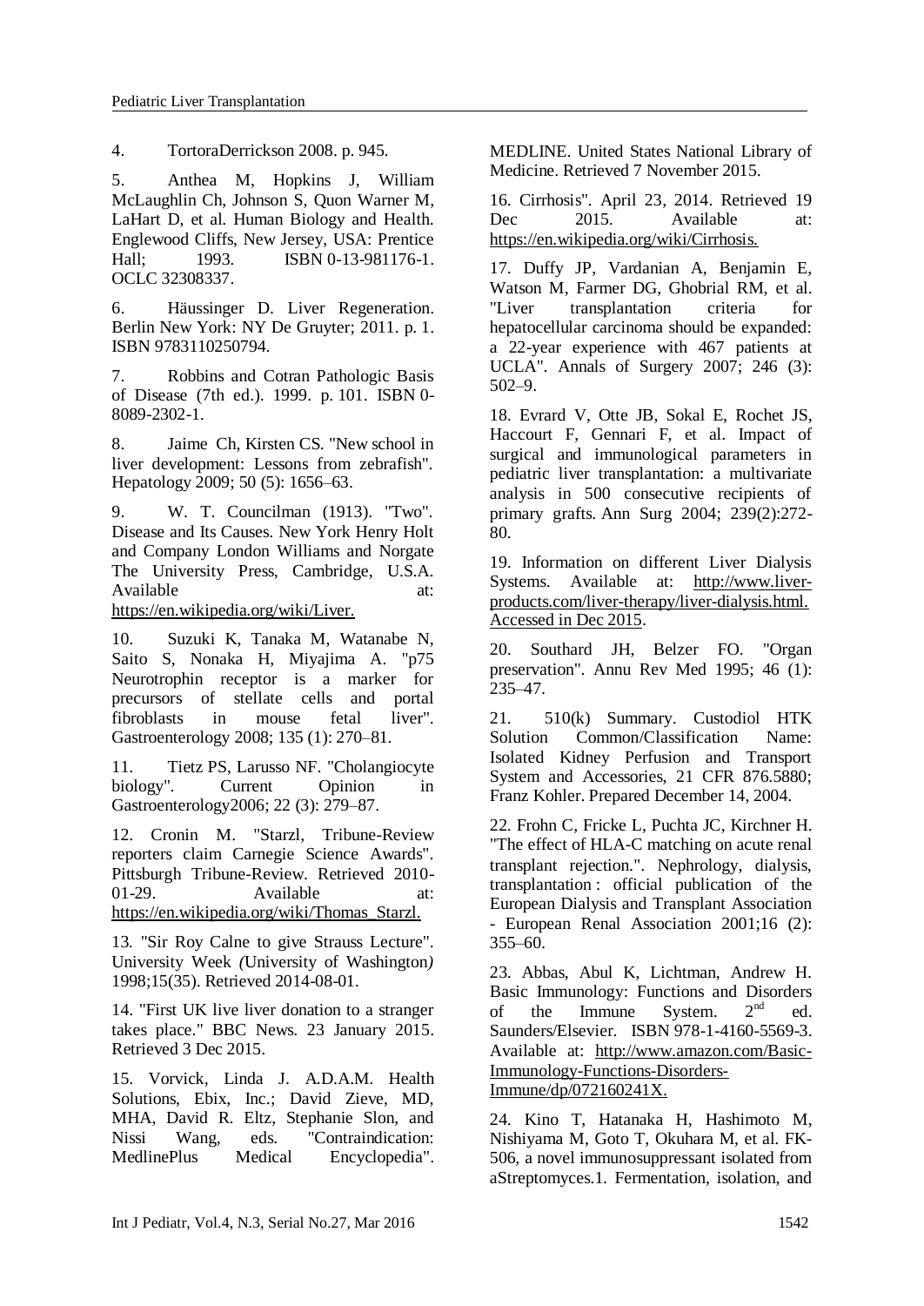4. TortoraDerrickson 2008. p. 945.

5. Anthea M, Hopkins J, William McLaughlin Ch, Johnson S, Quon Warner M, LaHart D, et al. Human Biology and Health. Englewood Cliffs, New Jersey, USA: Prentice Hall; 1993. ISBN 0-13-981176-1. OCLC 32308337.

6. Häussinger D. Liver Regeneration. Berlin New York: NY De Gruyter; 2011. p. 1. ISBN 9783110250794.

7. Robbins and Cotran Pathologic Basis of Disease (7th ed.). 1999. p. 101. ISBN 0-8089-2302-1.

8. Jaime Ch, Kirsten CS. "New school in liver development: Lessons from zebrafish". Hepatology 2009; 50 (5): 1656–63.

9. W. T. Councilman (1913). "Two". Disease and Its Causes. New York Henry Holt and Company London Williams and Norgate The University Press, Cambridge, U.S.A. Available at: https://en.wikipedia.org/wiki/Liver.

10. Suzuki K, Tanaka M, Watanabe N, Saito S, Nonaka H, Miyajima A. "p75 Neurotrophin receptor is a marker for precursors of stellate cells and portal fibroblasts in mouse fetal liver". Gastroenterology 2008; 135 (1): 270–81.

11. Tietz PS, Larusso NF. "Cholangiocyte biology". Current Opinion in Gastroenterology2006; 22 (3): 279–87.

12. Cronin M. "Starzl, Tribune-Review reporters claim Carnegie Science Awards". Pittsburgh Tribune-Review. Retrieved 2010-01-29. Available at: https://en.wikipedia.org/wiki/Thomas_Starzl.

13. "Sir Roy Calne to give Strauss Lecture". University Week *(*University of Washington*)* 1998;15(35). Retrieved 2014-08-01.

14. "First UK live liver donation to a stranger takes place." BBC News. 23 January 2015. Retrieved 3 Dec 2015.

15. Vorvick, Linda J. A.D.A.M. Health Solutions, Ebix, Inc.; David Zieve, MD, MHA, David R. Eltz, Stephanie Slon, and Nissi Wang, eds. "Contraindication: MedlinePlus Medical Encyclopedia". MEDLINE. United States National Library of Medicine. Retrieved 7 November 2015.

16. Cirrhosis". April 23, 2014. Retrieved 19 Dec 2015. Available at: https://en.wikipedia.org/wiki/Cirrhosis.

17. Duffy JP, Vardanian A, Benjamin E, Watson M, Farmer DG, Ghobrial RM, et al. "Liver transplantation criteria for hepatocellular carcinoma should be expanded: a 22-year experience with 467 patients at UCLA". Annals of Surgery 2007; 246 (3): 502–9.

18. Evrard V, Otte JB, Sokal E, Rochet JS, Haccourt F, Gennari F, et al. Impact of surgical and immunological parameters in pediatric liver transplantation: a multivariate analysis in 500 consecutive recipients of primary grafts. Ann Surg 2004; 239(2):272-80.

19. Information on different Liver Dialysis Systems. Available at: http://www.liver-products.com/liver-therapy/liver-dialysis.html. Accessed in Dec 2015.

20. Southard JH, Belzer FO. "Organ preservation". Annu Rev Med 1995; 46 (1): 235–47.

21. 510(k) Summary. Custodiol HTK Solution Common/Classification Name: Isolated Kidney Perfusion and Transport System and Accessories, 21 CFR 876.5880; Franz Kohler. Prepared December 14, 2004.

22. Frohn C, Fricke L, Puchta JC, Kirchner H. "The effect of HLA-C matching on acute renal transplant rejection.". Nephrology, dialysis, transplantation : official publication of the European Dialysis and Transplant Association - European Renal Association 2001;16 (2): 355–60.

23. Abbas, Abul K, Lichtman, Andrew H. Basic Immunology: Functions and Disorders of the Immune System. 2nd ed. Saunders/Elsevier. ISBN 978-1-4160-5569-3. Available at: http://www.amazon.com/Basic-Immunology-Functions-Disorders-Immune/dp/072160241X.

24. Kino T, Hatanaka H, Hashimoto M, Nishiyama M, Goto T, Okuhara M, et al. FK-506, a novel immunosuppressant isolated from aStreptomyces.1. Fermentation, isolation, and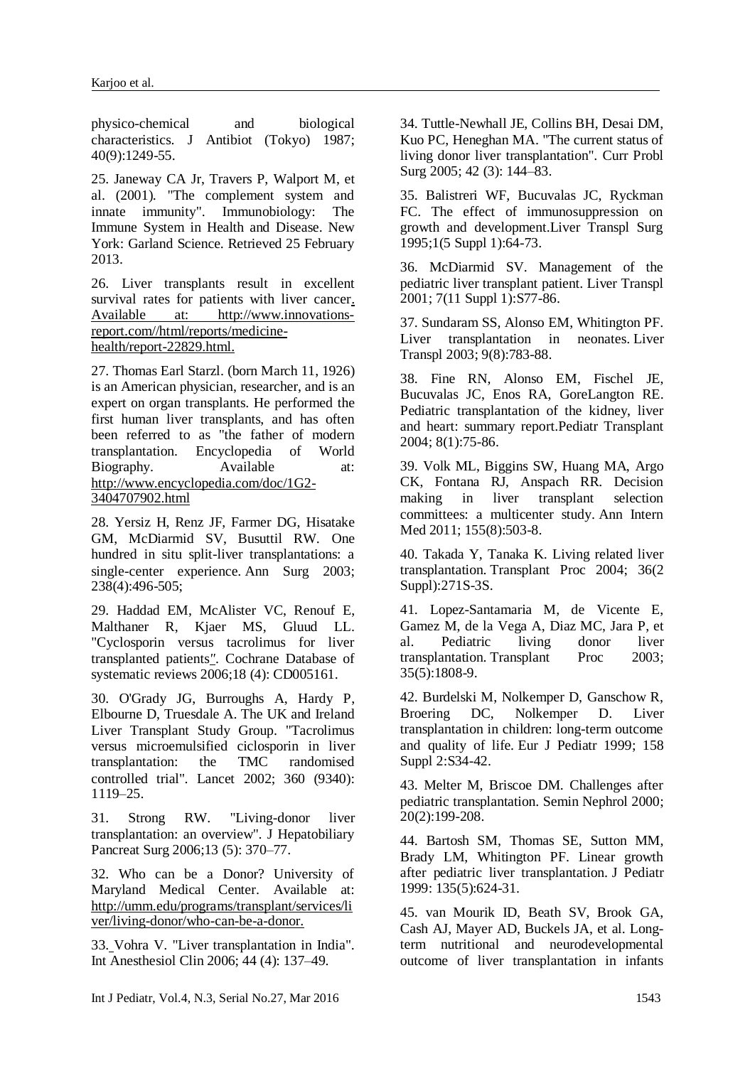physico-chemical and biological characteristics. J Antibiot (Tokyo) 1987; 40(9):1249-55.

25. Janeway CA Jr, Travers P, Walport M, et al. (2001). "The complement system and innate immunity". Immunobiology: The Immune System in Health and Disease. New York: Garland Science. Retrieved 25 February 2013.

26. Liver transplants result in excellent survival rates for patients with liver cancer. Available at: http://www.innovations-report.com//html/reports/medicine-health/report-22829.html.

27. Thomas Earl Starzl. (born March 11, 1926) is an American physician, researcher, and is an expert on organ transplants. He performed the first human liver transplants, and has often been referred to as "the father of modern transplantation. Encyclopedia of World Biography. Available at: http://www.encyclopedia.com/doc/1G2-3404707902.html

28. Yersiz H, Renz JF, Farmer DG, Hisatake GM, McDiarmid SV, Busuttil RW. One hundred in situ split-liver transplantations: a single-center experience. Ann Surg 2003; 238(4):496-505;

29. Haddad EM, McAlister VC, Renouf E, Malthaner R, Kjaer MS, Gluud LL. "Cyclosporin versus tacrolimus for liver transplanted patients". Cochrane Database of systematic reviews 2006;18 (4): CD005161.

30. O'Grady JG, Burroughs A, Hardy P, Elbourne D, Truesdale A. The UK and Ireland Liver Transplant Study Group. "Tacrolimus versus microemulsified ciclosporin in liver transplantation: the TMC randomised controlled trial". Lancet 2002; 360 (9340): 1119–25.

31. Strong RW. "Living-donor liver transplantation: an overview". J Hepatobiliary Pancreat Surg 2006;13 (5): 370–77.

32. Who can be a Donor? University of Maryland Medical Center. Available at: http://umm.edu/programs/transplant/services/liver/living-donor/who-can-be-a-donor.

33. Vohra V. "Liver transplantation in India". Int Anesthesiol Clin 2006; 44 (4): 137–49.

34. Tuttle-Newhall JE, Collins BH, Desai DM, Kuo PC, Heneghan MA. "The current status of living donor liver transplantation". Curr Probl Surg 2005; 42 (3): 144–83.

35. Balistreri WF, Bucuvalas JC, Ryckman FC. The effect of immunosuppression on growth and development.Liver Transpl Surg 1995;1(5 Suppl 1):64-73.

36. McDiarmid SV. Management of the pediatric liver transplant patient. Liver Transpl 2001; 7(11 Suppl 1):S77-86.

37. Sundaram SS, Alonso EM, Whitington PF. Liver transplantation in neonates. Liver Transpl 2003; 9(8):783-88.

38. Fine RN, Alonso EM, Fischel JE, Bucuvalas JC, Enos RA, GoreLangton RE. Pediatric transplantation of the kidney, liver and heart: summary report.Pediatr Transplant 2004; 8(1):75-86.

39. Volk ML, Biggins SW, Huang MA, Argo CK, Fontana RJ, Anspach RR. Decision making in liver transplant selection committees: a multicenter study. Ann Intern Med 2011; 155(8):503-8.

40. Takada Y, Tanaka K. Living related liver transplantation. Transplant Proc 2004; 36(2 Suppl):271S-3S.

41. Lopez-Santamaria M, de Vicente E, Gamez M, de la Vega A, Diaz MC, Jara P, et al. Pediatric living donor liver transplantation. Transplant Proc 2003; 35(5):1808-9.

42. Burdelski M, Nolkemper D, Ganschow R, Broering DC, Nolkemper D. Liver transplantation in children: long-term outcome and quality of life. Eur J Pediatr 1999; 158 Suppl 2:S34-42.

43. Melter M, Briscoe DM. Challenges after pediatric transplantation. Semin Nephrol 2000; 20(2):199-208.

44. Bartosh SM, Thomas SE, Sutton MM, Brady LM, Whitington PF. Linear growth after pediatric liver transplantation. J Pediatr 1999: 135(5):624-31.

45. van Mourik ID, Beath SV, Brook GA, Cash AJ, Mayer AD, Buckels JA, et al. Long-term nutritional and neurodevelopmental outcome of liver transplantation in infants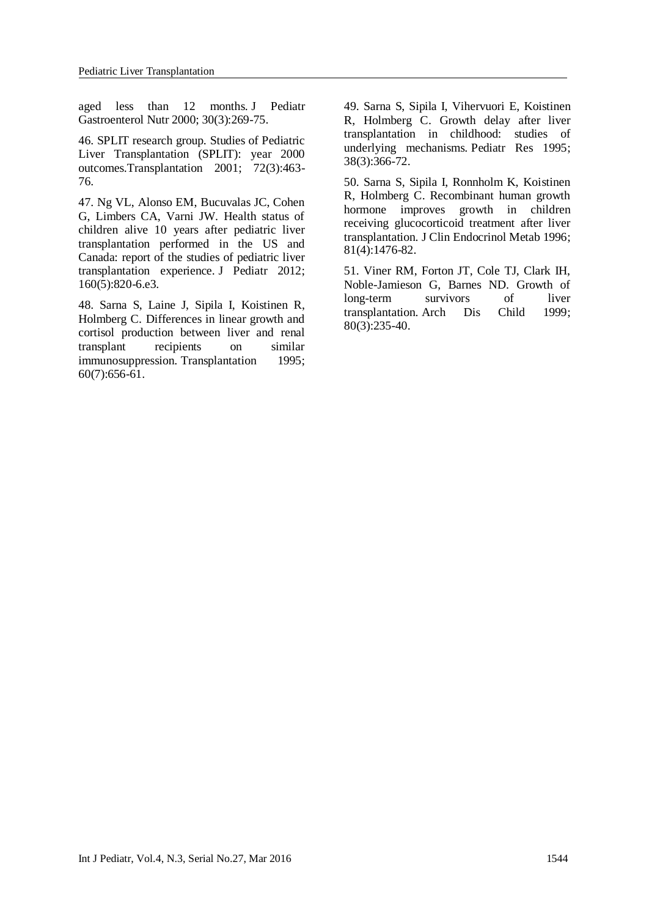aged less than 12 months. J Pediatr Gastroenterol Nutr 2000; 30(3):269-75.

46. SPLIT research group. Studies of Pediatric Liver Transplantation (SPLIT): year 2000 outcomes.Transplantation 2001; 72(3):463-76.

47. Ng VL, Alonso EM, Bucuvalas JC, Cohen G, Limbers CA, Varni JW. Health status of children alive 10 years after pediatric liver transplantation performed in the US and Canada: report of the studies of pediatric liver transplantation experience. J Pediatr 2012; 160(5):820-6.e3.

48. Sarna S, Laine J, Sipila I, Koistinen R, Holmberg C. Differences in linear growth and cortisol production between liver and renal transplant recipients on similar immunosuppression. Transplantation 1995; 60(7):656-61.

49. Sarna S, Sipila I, Vihervuori E, Koistinen R, Holmberg C. Growth delay after liver transplantation in childhood: studies of underlying mechanisms. Pediatr Res 1995; 38(3):366-72.

50. Sarna S, Sipila I, Ronnholm K, Koistinen R, Holmberg C. Recombinant human growth hormone improves growth in children receiving glucocorticoid treatment after liver transplantation. J Clin Endocrinol Metab 1996; 81(4):1476-82.

51. Viner RM, Forton JT, Cole TJ, Clark IH, Noble-Jamieson G, Barnes ND. Growth of long-term survivors of liver transplantation. Arch Dis Child 1999; 80(3):235-40.